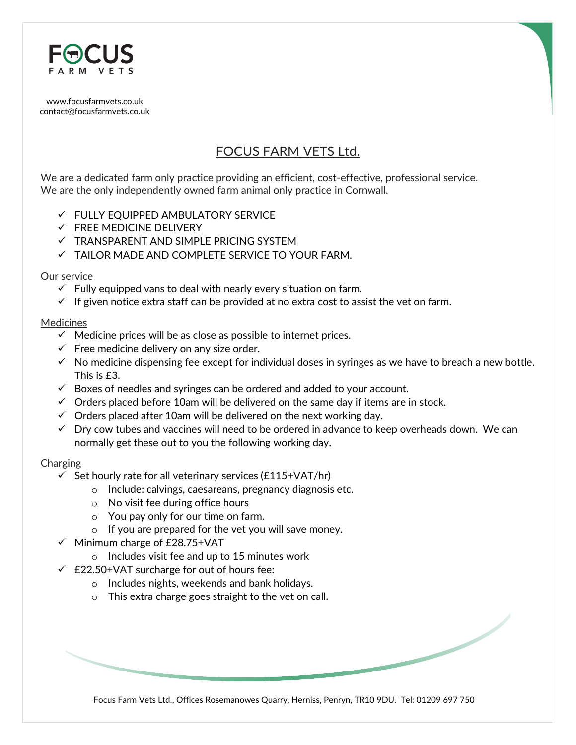FOCUS FARM VETS

www.focusfarmvets.co.uk
contact@focusfarmvets.co.uk

# FOCUS FARM VETS Ltd.

We are a dedicated farm only practice providing an efficient, cost-effective, professional service.
We are the only independently owned farm animal only practice in Cornwall.

- ✓ FULLY EQUIPPED AMBULATORY SERVICE
- ✓ FREE MEDICINE DELIVERY
- ✓ TRANSPARENT AND SIMPLE PRICING SYSTEM
- ✓ TAILOR MADE AND COMPLETE SERVICE TO YOUR FARM.

## Our service

- ✓ Fully equipped vans to deal with nearly every situation on farm.
- ✓ If given notice extra staff can be provided at no extra cost to assist the vet on farm.

## Medicines

- ✓ Medicine prices will be as close as possible to internet prices.
- ✓ Free medicine delivery on any size order.
- ✓ No medicine dispensing fee except for individual doses in syringes as we have to breach a new bottle. This is £3.
- ✓ Boxes of needles and syringes can be ordered and added to your account.
- ✓ Orders placed before 10am will be delivered on the same day if items are in stock.
- ✓ Orders placed after 10am will be delivered on the next working day.
- ✓ Dry cow tubes and vaccines will need to be ordered in advance to keep overheads down. We can normally get these out to you the following working day.

## Charging

- ✓ Set hourly rate for all veterinary services (£115+VAT/hr)
  - Include: calvings, caesareans, pregnancy diagnosis etc.
  - No visit fee during office hours
  - You pay only for our time on farm.
  - If you are prepared for the vet you will save money.
- ✓ Minimum charge of £28.75+VAT
  - Includes visit fee and up to 15 minutes work
- ✓ £22.50+VAT surcharge for out of hours fee:
  - Includes nights, weekends and bank holidays.
  - This extra charge goes straight to the vet on call.

Focus Farm Vets Ltd., Offices Rosemanowes Quarry, Herniss, Penryn, TR10 9DU. Tel: 01209 697 750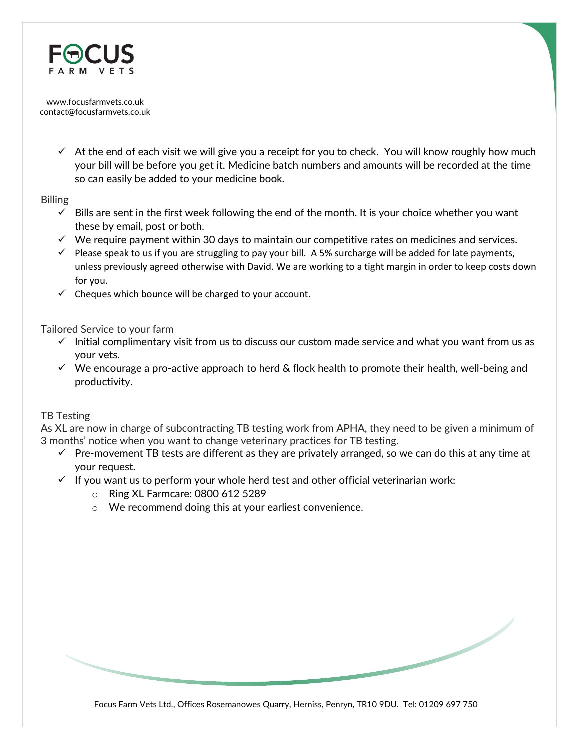www.focusfarmvets.co.uk
contact@focusfarmvets.co.uk

- ✓ At the end of each visit we will give you a receipt for you to check. You will know roughly how much your bill will be before you get it. Medicine batch numbers and amounts will be recorded at the time so can easily be added to your medicine book.

<u>Billing</u>

- ✓ Bills are sent in the first week following the end of the month. It is your choice whether you want these by email, post or both.
- ✓ We require payment within 30 days to maintain our competitive rates on medicines and services.
- ✓ Please speak to us if you are struggling to pay your bill. A 5% surcharge will be added for late payments, unless previously agreed otherwise with David. We are working to a tight margin in order to keep costs down for you.
- ✓ Cheques which bounce will be charged to your account.

<u>Tailored Service to your farm</u>

- ✓ Initial complimentary visit from us to discuss our custom made service and what you want from us as your vets.
- ✓ We encourage a pro-active approach to herd & flock health to promote their health, well-being and productivity.

<u>TB Testing</u>

As XL are now in charge of subcontracting TB testing work from APHA, they need to be given a minimum of 3 months' notice when you want to change veterinary practices for TB testing.

- ✓ Pre-movement TB tests are different as they are privately arranged, so we can do this at any time at your request.
- ✓ If you want us to perform your whole herd test and other official veterinarian work:
  - Ring XL Farmcare: 0800 612 5289
  - We recommend doing this at your earliest convenience.

Focus Farm Vets Ltd., Offices Rosemanowes Quarry, Herniss, Penryn, TR10 9DU. Tel: 01209 697 750